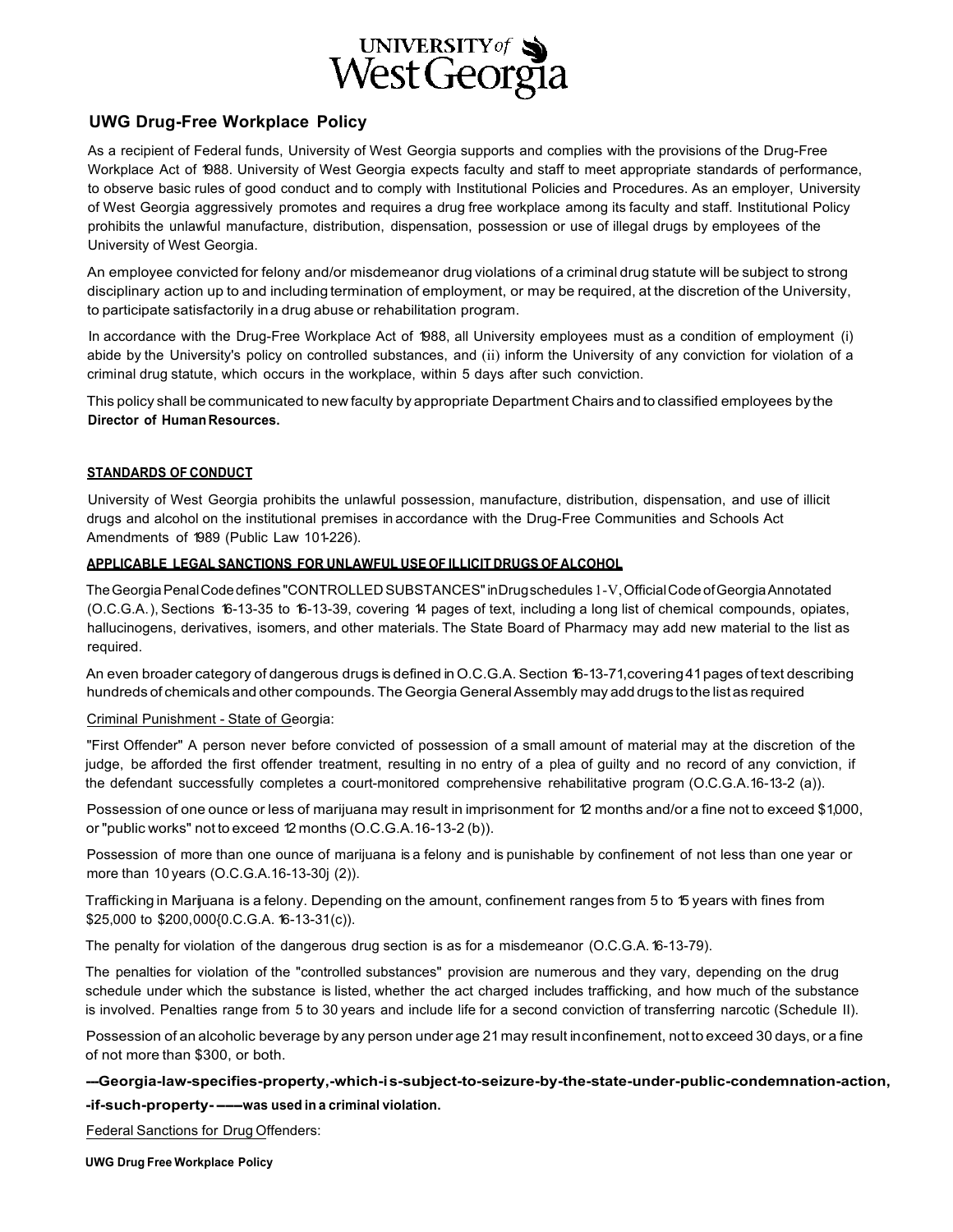# UNIVERSITY of West Georgia

## UWG Drug-Free Workplace Policy

As a recipient of Federal funds, University of West Georgia supports and complies with the provisions of the Drug-Free Workplace Act of 1988. University of West Georgia expects faculty and staff to meet appropriate standards of performance, to observe basic rules of good conduct and to comply with Institutional Policies and Procedures. As an employer, University of West Georgia aggressively promotes and requires a drug free workplace among its faculty and staff. Institutional Policy prohibits the unlawful manufacture, distribution, dispensation, possession or use of illegal drugs by employees of the University of West Georgia.

An employee convicted for felony and/or misdemeanor drug violations of a criminal drug statute will be subject to strong disciplinary action up to and including termination of employment, or may be required, at the discretion of the University, to participate satisfactorily in a drug abuse or rehabilitation program.

In accordance with the Drug-Free Workplace Act of 1988, all University employees must as a condition of employment (i) abide by the University's policy on controlled substances, and (ii) inform the University of any conviction for violation of a criminal drug statute, which occurs in the workplace, within 5 days after such conviction.

This policy shall be communicated to new faculty by appropriate Department Chairs and to classified employees by the **Director of Human Resources.**

### STANDARDS OF CONDUCT

University of West Georgia prohibits the unlawful possession, manufacture, distribution, dispensation, and use of illicit drugs and alcohol on the institutional premises in accordance with the Drug-Free Communities and Schools Act Amendments of 1989 (Public Law 101-226).

### APPLICABLE LEGAL SANCTIONS FOR UNLAWFUL USE OF ILLICIT DRUGS OF ALCOHOL

The Georgia Penal Code defines "CONTROLLED SUBSTANCES" in Drug schedules I-V, Official Code of Georgia Annotated (O.C.G.A.), Sections 16-13-35 to 16-13-39, covering 14 pages of text, including a long list of chemical compounds, opiates, hallucinogens, derivatives, isomers, and other materials. The State Board of Pharmacy may add new material to the list as required.

An even broader category of dangerous drugs is defined in O.C.G.A. Section 16-13-71, covering 41 pages of text describing hundreds of chemicals and other compounds. The Georgia General Assembly may add drugs to the list as required

Criminal Punishment - State of Georgia:

"First Offender" A person never before convicted of possession of a small amount of material may at the discretion of the judge, be afforded the first offender treatment, resulting in no entry of a plea of guilty and no record of any conviction, if the defendant successfully completes a court-monitored comprehensive rehabilitative program (O.C.G.A.16-13-2 (a)).

Possession of one ounce or less of marijuana may result in imprisonment for 12 months and/or a fine not to exceed $1,000, or "public works" not to exceed 12 months (O.C.G.A.16-13-2 (b)).

Possession of more than one ounce of marijuana is a felony and is punishable by confinement of not less than one year or more than 10 years (O.C.G.A.16-13-30j (2)).

Trafficking in Marijuana is a felony. Depending on the amount, confinement ranges from 5 to 15 years with fines from $25,000 to $200,000{0.C.G.A. 16-13-31(c)).

The penalty for violation of the dangerous drug section is as for a misdemeanor (O.C.G.A. 16-13-79).

The penalties for violation of the "controlled substances" provision are numerous and they vary, depending on the drug schedule under which the substance is listed, whether the act charged includes trafficking, and how much of the substance is involved. Penalties range from 5 to 30 years and include life for a second conviction of transferring narcotic (Schedule II).

Possession of an alcoholic beverage by any person under age 21 may result in confinement, not to exceed 30 days, or a fine of not more than $300, or both.

**Georgia law specifies property, which is subject to seizure by the state under public condemnation action, if such property was used in a criminal violation.**

Federal Sanctions for Drug Offenders: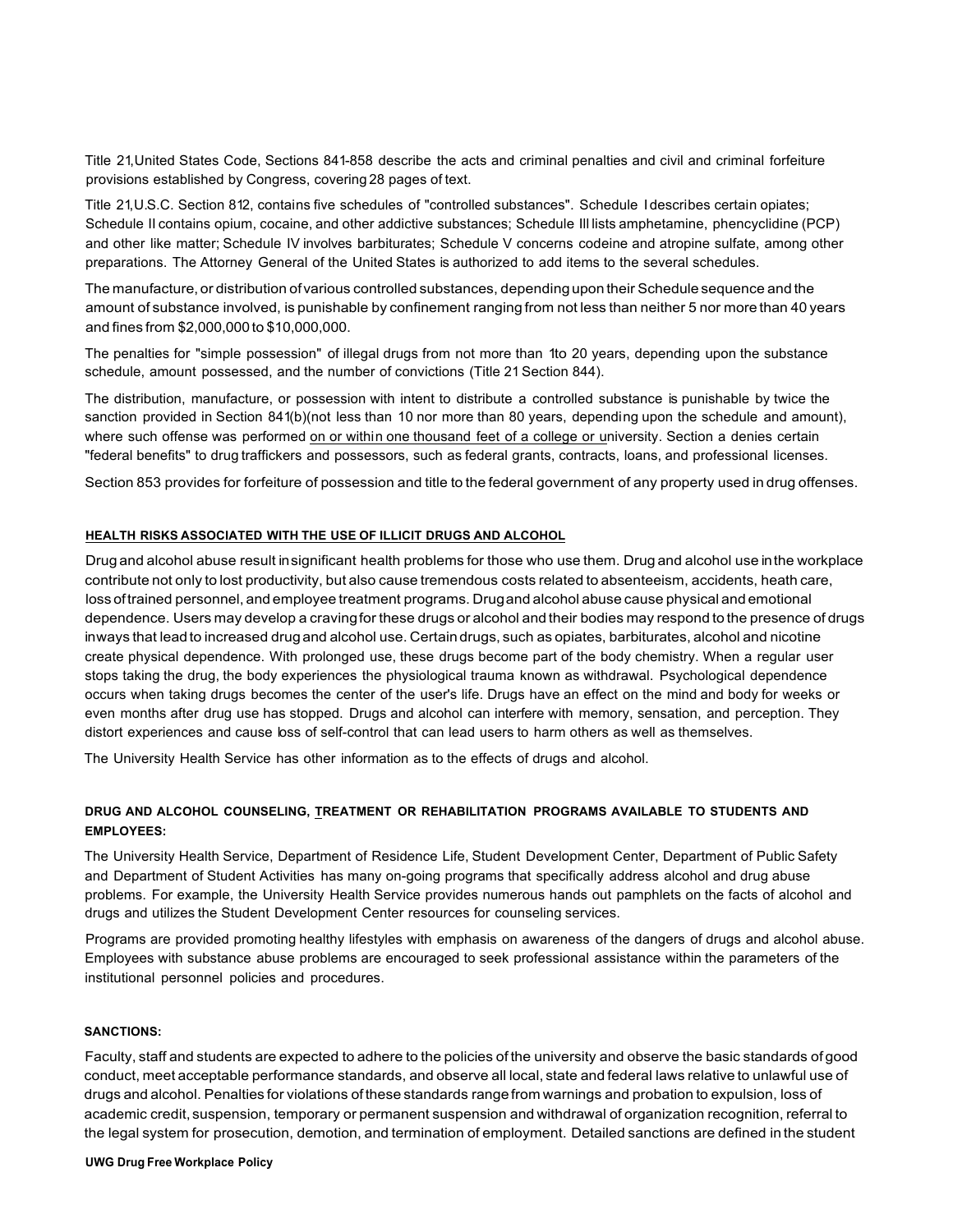Title 21,United States Code, Sections 841-858 describe the acts and criminal penalties and civil and criminal forfeiture provisions established by Congress, covering 28 pages of text.

Title 21,U.S.C. Section 812, contains five schedules of "controlled substances". Schedule I describes certain opiates; Schedule II contains opium, cocaine, and other addictive substances; Schedule III lists amphetamine, phencyclidine (PCP) and other like matter; Schedule IV involves barbiturates; Schedule V concerns codeine and atropine sulfate, among other preparations. The Attorney General of the United States is authorized to add items to the several schedules.

The manufacture, or distribution of various controlled substances, depending upon their Schedule sequence and the amount of substance involved, is punishable by confinement ranging from not less than neither 5 nor more than 40 years and fines from $2,000,000 to $10,000,000.

The penalties for "simple possession" of illegal drugs from not more than 1to 20 years, depending upon the substance schedule, amount possessed, and the number of convictions (Title 21 Section 844).

The distribution, manufacture, or possession with intent to distribute a controlled substance is punishable by twice the sanction provided in Section 841(b)(not less than 10 nor more than 80 years, depending upon the schedule and amount), where such offense was performed on or within one thousand feet of a college or university. Section a denies certain "federal benefits" to drug traffickers and possessors, such as federal grants, contracts, loans, and professional licenses.

Section 853 provides for forfeiture of possession and title to the federal government of any property used in drug offenses.

## HEALTH RISKS ASSOCIATED WITH THE USE OF ILLICIT DRUGS AND ALCOHOL

Drug and alcohol abuse result in significant health problems for those who use them. Drug and alcohol use in the workplace contribute not only to lost productivity, but also cause tremendous costs related to absenteeism, accidents, heath care, loss of trained personnel, and employee treatment programs. Drug and alcohol abuse cause physical and emotional dependence. Users may develop a craving for these drugs or alcohol and their bodies may respond to the presence of drugs in ways that lead to increased drug and alcohol use. Certain drugs, such as opiates, barbiturates, alcohol and nicotine create physical dependence. With prolonged use, these drugs become part of the body chemistry. When a regular user stops taking the drug, the body experiences the physiological trauma known as withdrawal. Psychological dependence occurs when taking drugs becomes the center of the user's life. Drugs have an effect on the mind and body for weeks or even months after drug use has stopped. Drugs and alcohol can interfere with memory, sensation, and perception. They distort experiences and cause loss of self-control that can lead users to harm others as well as themselves.

The University Health Service has other information as to the effects of drugs and alcohol.

## DRUG AND ALCOHOL COUNSELING, TREATMENT OR REHABILITATION PROGRAMS AVAILABLE TO STUDENTS AND EMPLOYEES:

The University Health Service, Department of Residence Life, Student Development Center, Department of Public Safety and Department of Student Activities has many on-going programs that specifically address alcohol and drug abuse problems. For example, the University Health Service provides numerous hands out pamphlets on the facts of alcohol and drugs and utilizes the Student Development Center resources for counseling services.

Programs are provided promoting healthy lifestyles with emphasis on awareness of the dangers of drugs and alcohol abuse. Employees with substance abuse problems are encouraged to seek professional assistance within the parameters of the institutional personnel policies and procedures.

## SANCTIONS:

Faculty, staff and students are expected to adhere to the policies of the university and observe the basic standards of good conduct, meet acceptable performance standards, and observe all local, state and federal laws relative to unlawful use of drugs and alcohol. Penalties for violations of these standards range from warnings and probation to expulsion, loss of academic credit, suspension, temporary or permanent suspension and withdrawal of organization recognition, referral to the legal system for prosecution, demotion, and termination of employment. Detailed sanctions are defined in the student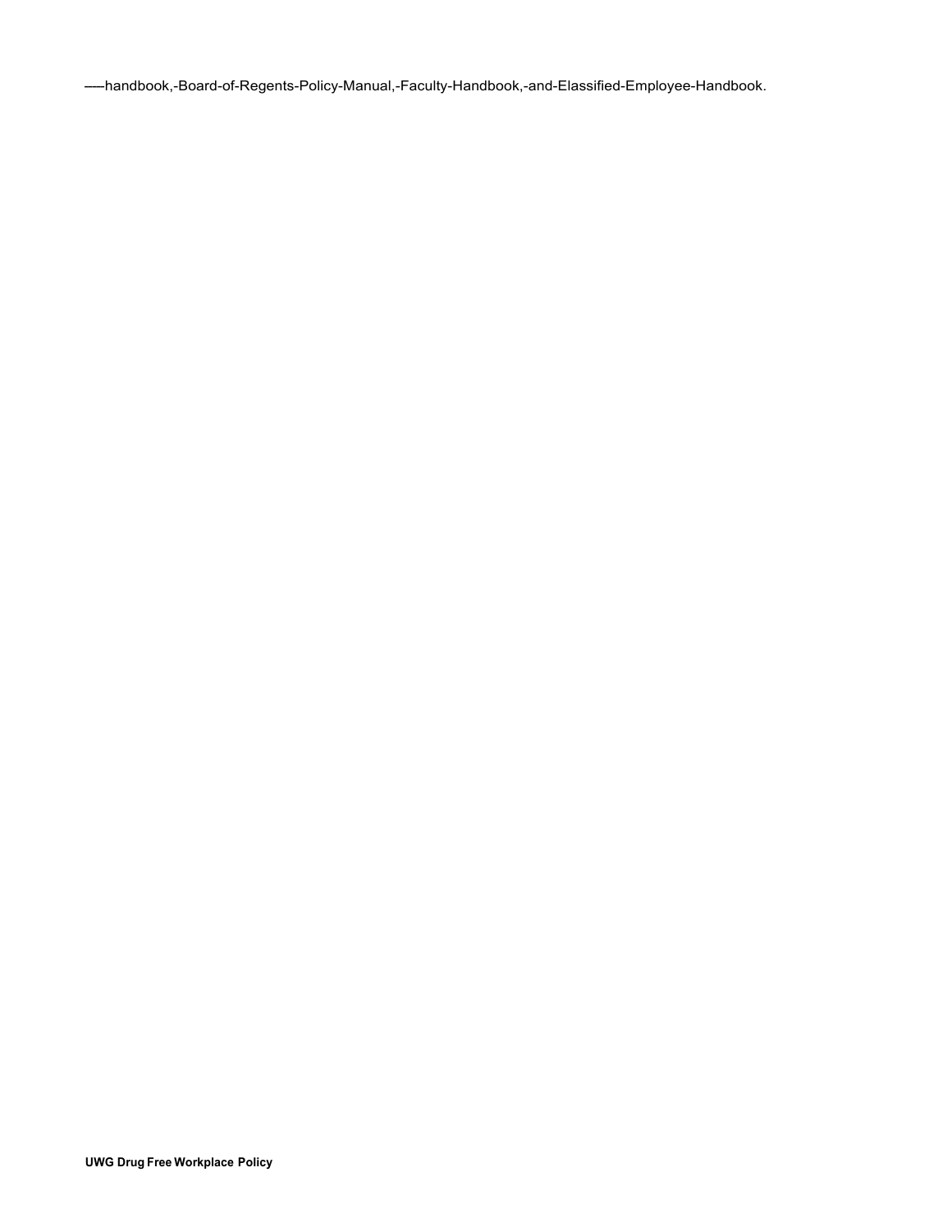—–handbook,-Board-of-Regents-Policy-Manual,-Faculty-Handbook,-and-Elassified-Employee-Handbook.